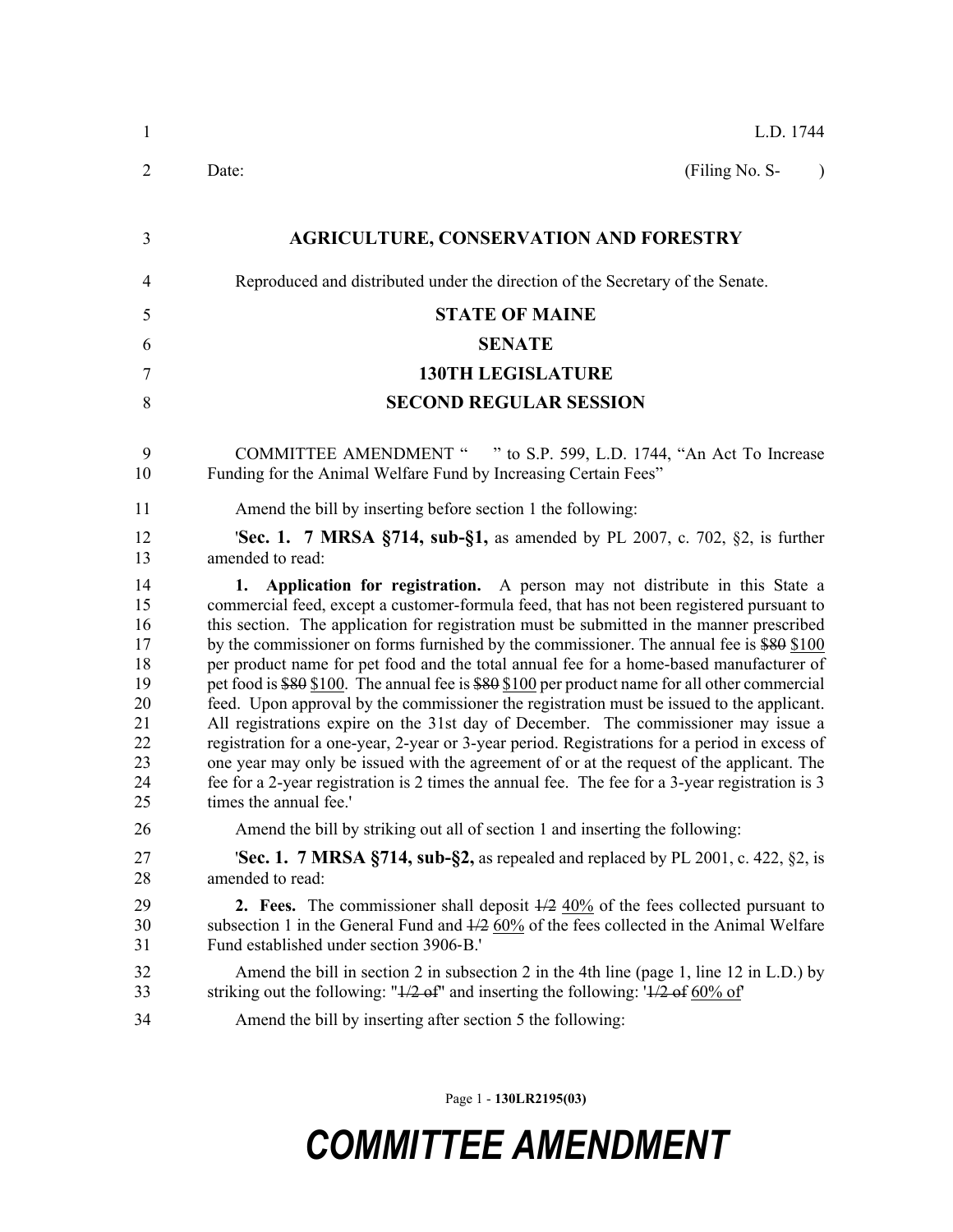L.D. 1744

Date: (Filing No. S- )

# AGRICULTURE, CONSERVATION AND FORESTRY

Reproduced and distributed under the direction of the Secretary of the Senate.

## STATE OF MAINE
## SENATE
## 130TH LEGISLATURE
## SECOND REGULAR SESSION

COMMITTEE AMENDMENT " " to S.P. 599, L.D. 1744, "An Act To Increase Funding for the Animal Welfare Fund by Increasing Certain Fees"

Amend the bill by inserting before section 1 the following:

'**Sec. 1. 7 MRSA §714, sub-§1,** as amended by PL 2007, c. 702, §2, is further amended to read:

**1. Application for registration.** A person may not distribute in this State a commercial feed, except a customer-formula feed, that has not been registered pursuant to this section. The application for registration must be submitted in the manner prescribed by the commissioner on forms furnished by the commissioner. The annual fee is ~~$80~~ $100 per product name for pet food and the total annual fee for a home-based manufacturer of pet food is ~~$80~~ $100. The annual fee is ~~$80~~ $100 per product name for all other commercial feed. Upon approval by the commissioner the registration must be issued to the applicant. All registrations expire on the 31st day of December. The commissioner may issue a registration for a one-year, 2-year or 3-year period. Registrations for a period in excess of one year may only be issued with the agreement of or at the request of the applicant. The fee for a 2-year registration is 2 times the annual fee. The fee for a 3-year registration is 3 times the annual fee.'

Amend the bill by striking out all of section 1 and inserting the following:

'**Sec. 1. 7 MRSA §714, sub-§2,** as repealed and replaced by PL 2001, c. 422, §2, is amended to read:

**2. Fees.** The commissioner shall deposit ~~1/2~~ 40% of the fees collected pursuant to subsection 1 in the General Fund and ~~1/2~~ 60% of the fees collected in the Animal Welfare Fund established under section 3906-B.'

Amend the bill in section 2 in subsection 2 in the 4th line (page 1, line 12 in L.D.) by striking out the following: "~~1/2 of~~" and inserting the following: '~~1/2 of~~ 60% of'

Amend the bill by inserting after section 5 the following:

Page 1 - **130LR2195(03)**

# COMMITTEE AMENDMENT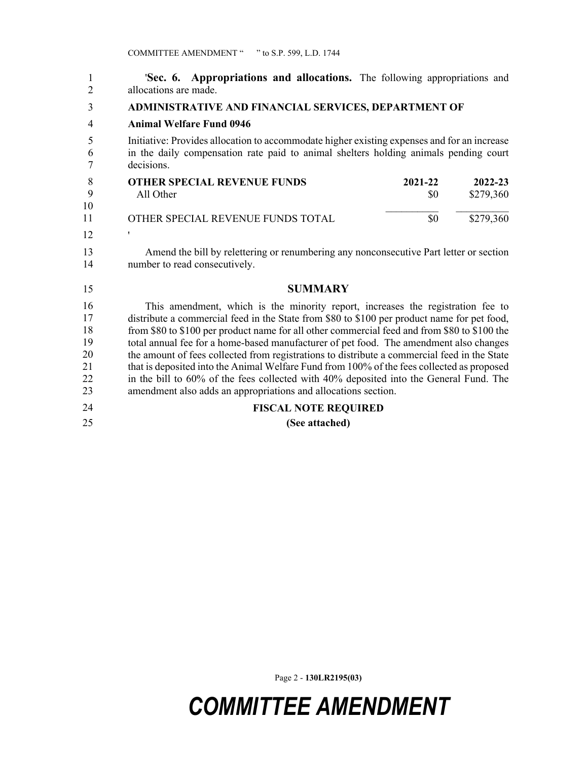'**Sec. 6. Appropriations and allocations.** The following appropriations and allocations are made.

**ADMINISTRATIVE AND FINANCIAL SERVICES, DEPARTMENT OF**

**Animal Welfare Fund 0946**

Initiative: Provides allocation to accommodate higher existing expenses and for an increase in the daily compensation rate paid to animal shelters holding animals pending court decisions.

| OTHER SPECIAL REVENUE FUNDS | 2021-22 | 2022-23 |
|---|---|---|
| All Other | $0 | $279,360 |
| OTHER SPECIAL REVENUE FUNDS TOTAL | $0 | $279,360 |

'

Amend the bill by relettering or renumbering any nonconsecutive Part letter or section number to read consecutively.

## SUMMARY

This amendment, which is the minority report, increases the registration fee to distribute a commercial feed in the State from $80 to $100 per product name for pet food, from $80 to $100 per product name for all other commercial feed and from $80 to $100 the total annual fee for a home-based manufacturer of pet food. The amendment also changes the amount of fees collected from registrations to distribute a commercial feed in the State that is deposited into the Animal Welfare Fund from 100% of the fees collected as proposed in the bill to 60% of the fees collected with 40% deposited into the General Fund. The amendment also adds an appropriations and allocations section.

**FISCAL NOTE REQUIRED**

**(See attached)**